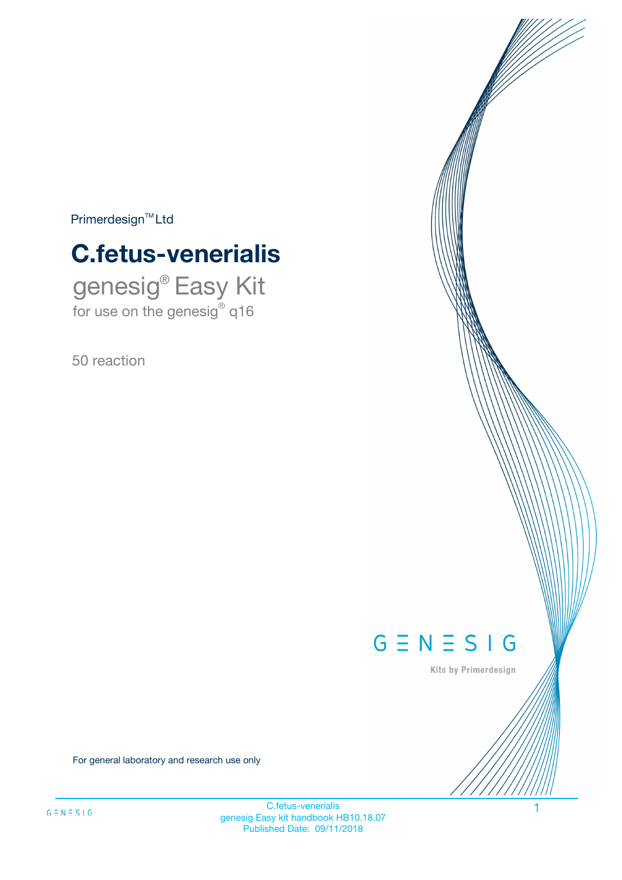Primerdesign™ Ltd

# C.fetus-venerialis

## genesig® Easy Kit

for use on the genesig® q16

50 reaction

GENESIG

Kits by Primerdesign

For general laboratory and research use only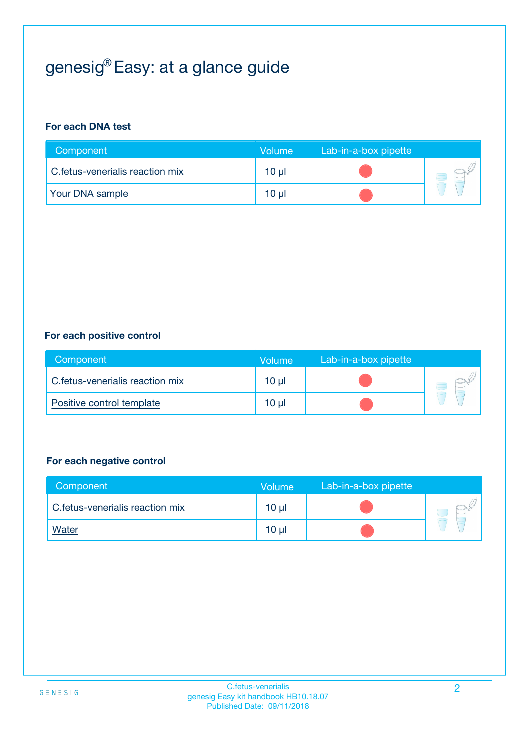# genesig® Easy: at a glance guide

**For each DNA test**

| Component | Volume | Lab-in-a-box pipette |
|---|---|---|
| C.fetus-venerialis reaction mix | 10 µl | |
| Your DNA sample | 10 µl | |

**For each positive control**

| Component | Volume | Lab-in-a-box pipette |
|---|---|---|
| C.fetus-venerialis reaction mix | 10 µl | |
| Positive control template | 10 µl | |

**For each negative control**

| Component | Volume | Lab-in-a-box pipette |
|---|---|---|
| C.fetus-venerialis reaction mix | 10 µl | |
| Water | 10 µl | |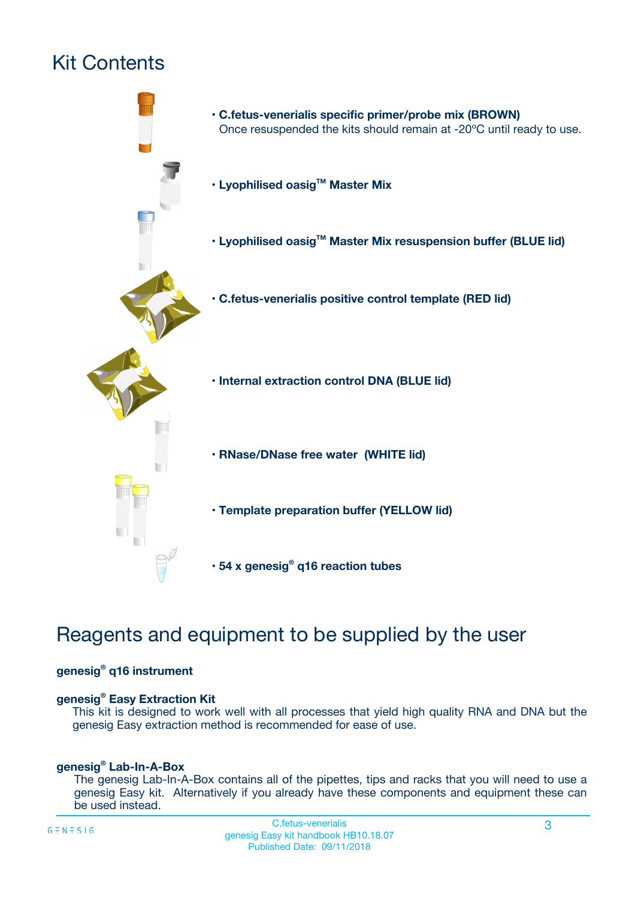# Kit Contents

- **C.fetus-venerialis specific primer/probe mix (BROWN)**
  Once resuspended the kits should remain at -20ºC until ready to use.
- **Lyophilised oasig™ Master Mix**
- **Lyophilised oasig™ Master Mix resuspension buffer (BLUE lid)**
- **C.fetus-venerialis positive control template (RED lid)**
- **Internal extraction control DNA (BLUE lid)**
- **RNase/DNase free water (WHITE lid)**
- **Template preparation buffer (YELLOW lid)**
- **54 x genesig® q16 reaction tubes**

# Reagents and equipment to be supplied by the user

**genesig® q16 instrument**

**genesig® Easy Extraction Kit**

This kit is designed to work well with all processes that yield high quality RNA and DNA but the genesig Easy extraction method is recommended for ease of use.

**genesig® Lab-In-A-Box**

The genesig Lab-In-A-Box contains all of the pipettes, tips and racks that you will need to use a genesig Easy kit. Alternatively if you already have these components and equipment these can be used instead.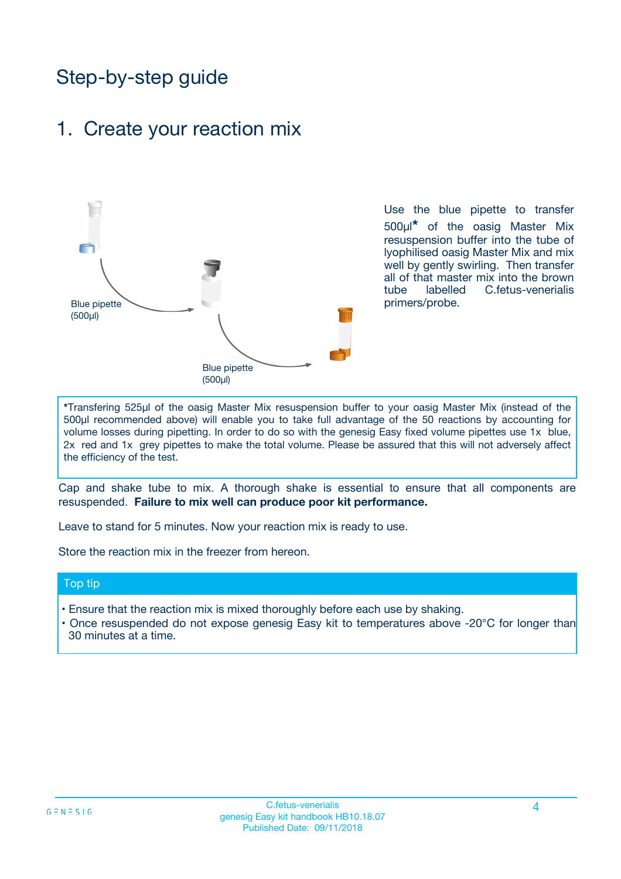# Step-by-step guide

## 1. Create your reaction mix

Blue pipette (500µl)

Blue pipette (500µl)

Use the blue pipette to transfer 500µl* of the oasig Master Mix resuspension buffer into the tube of lyophilised oasig Master Mix and mix well by gently swirling. Then transfer all of that master mix into the brown tube labelled C.fetus-venerialis primers/probe.

*Transfering 525µl of the oasig Master Mix resuspension buffer to your oasig Master Mix (instead of the 500µl recommended above) will enable you to take full advantage of the 50 reactions by accounting for volume losses during pipetting. In order to do so with the genesig Easy fixed volume pipettes use 1x blue, 2x red and 1x grey pipettes to make the total volume. Please be assured that this will not adversely affect the efficiency of the test.

Cap and shake tube to mix. A thorough shake is essential to ensure that all components are resuspended. **Failure to mix well can produce poor kit performance.**

Leave to stand for 5 minutes. Now your reaction mix is ready to use.

Store the reaction mix in the freezer from hereon.

### Top tip

- Ensure that the reaction mix is mixed thoroughly before each use by shaking.
- Once resuspended do not expose genesig Easy kit to temperatures above -20°C for longer than 30 minutes at a time.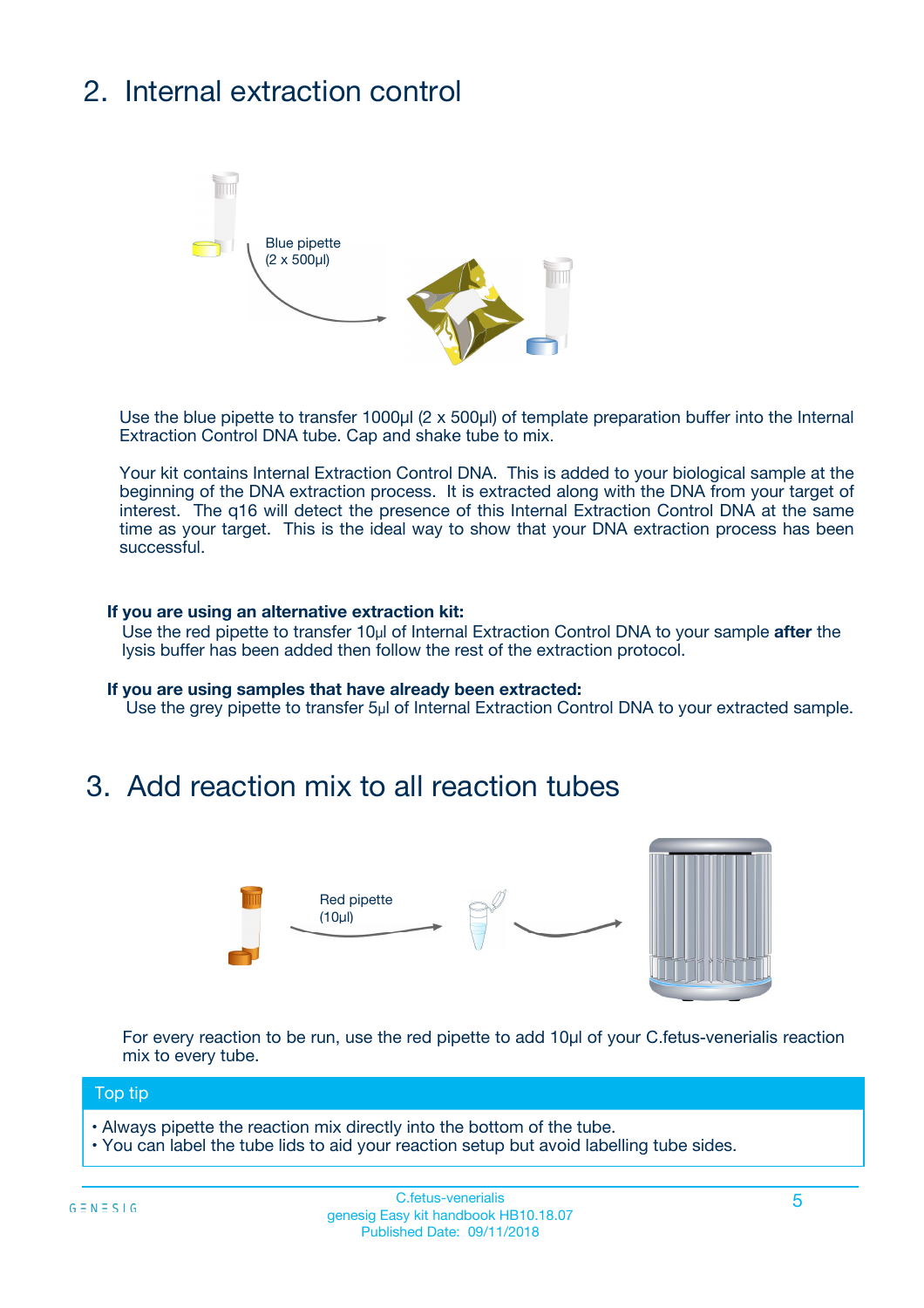## 2. Internal extraction control

Blue pipette (2 x 500µl)

Use the blue pipette to transfer 1000µl (2 x 500µl) of template preparation buffer into the Internal Extraction Control DNA tube. Cap and shake tube to mix.

Your kit contains Internal Extraction Control DNA. This is added to your biological sample at the beginning of the DNA extraction process. It is extracted along with the DNA from your target of interest. The q16 will detect the presence of this Internal Extraction Control DNA at the same time as your target. This is the ideal way to show that your DNA extraction process has been successful.

**If you are using an alternative extraction kit:**

Use the red pipette to transfer 10µl of Internal Extraction Control DNA to your sample **after** the lysis buffer has been added then follow the rest of the extraction protocol.

**If you are using samples that have already been extracted:**

Use the grey pipette to transfer 5µl of Internal Extraction Control DNA to your extracted sample.

## 3. Add reaction mix to all reaction tubes

Red pipette (10µl)

For every reaction to be run, use the red pipette to add 10µl of your C.fetus-venerialis reaction mix to every tube.

**Top tip**

- Always pipette the reaction mix directly into the bottom of the tube.
- You can label the tube lids to aid your reaction setup but avoid labelling tube sides.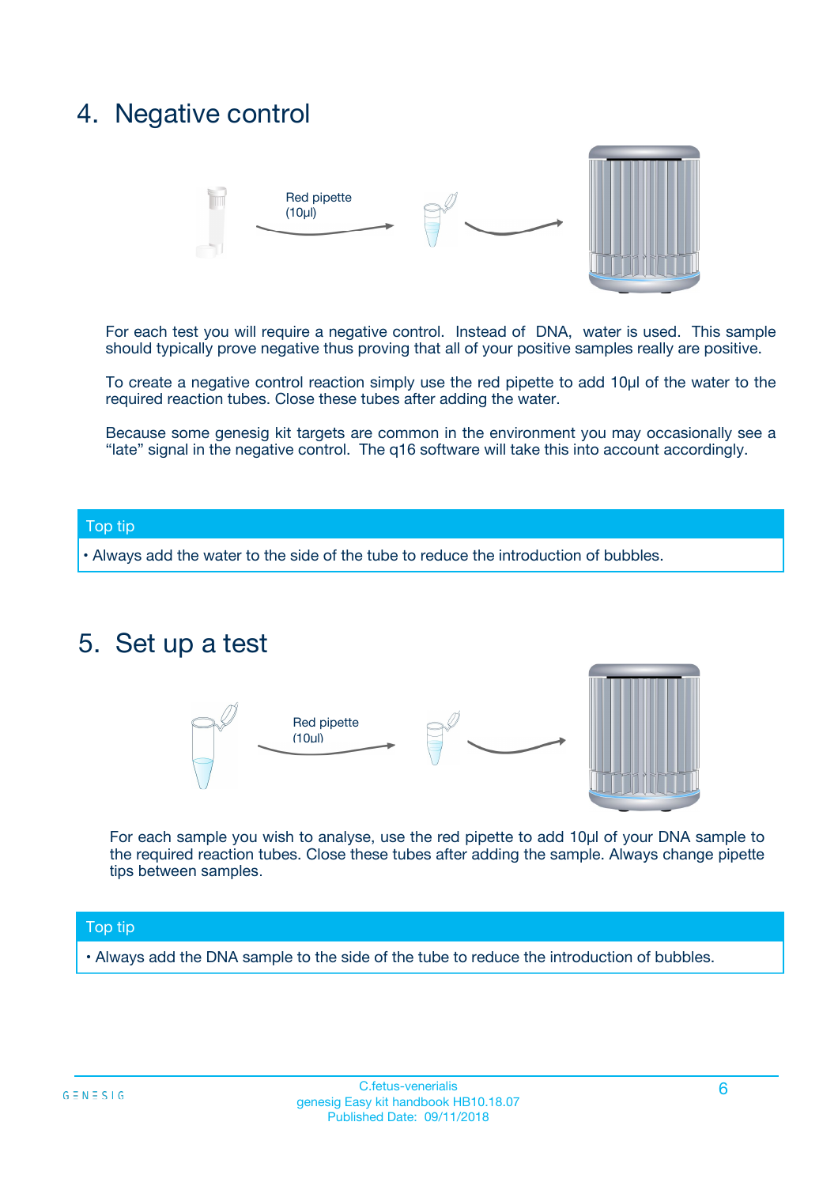## 4. Negative control

Red pipette (10µl)

For each test you will require a negative control. Instead of DNA, water is used. This sample should typically prove negative thus proving that all of your positive samples really are positive.

To create a negative control reaction simply use the red pipette to add 10µl of the water to the required reaction tubes. Close these tubes after adding the water.

Because some genesig kit targets are common in the environment you may occasionally see a "late" signal in the negative control. The q16 software will take this into account accordingly.

**Top tip**

- Always add the water to the side of the tube to reduce the introduction of bubbles.

## 5. Set up a test

Red pipette (10µl)

For each sample you wish to analyse, use the red pipette to add 10µl of your DNA sample to the required reaction tubes. Close these tubes after adding the sample. Always change pipette tips between samples.

**Top tip**

- Always add the DNA sample to the side of the tube to reduce the introduction of bubbles.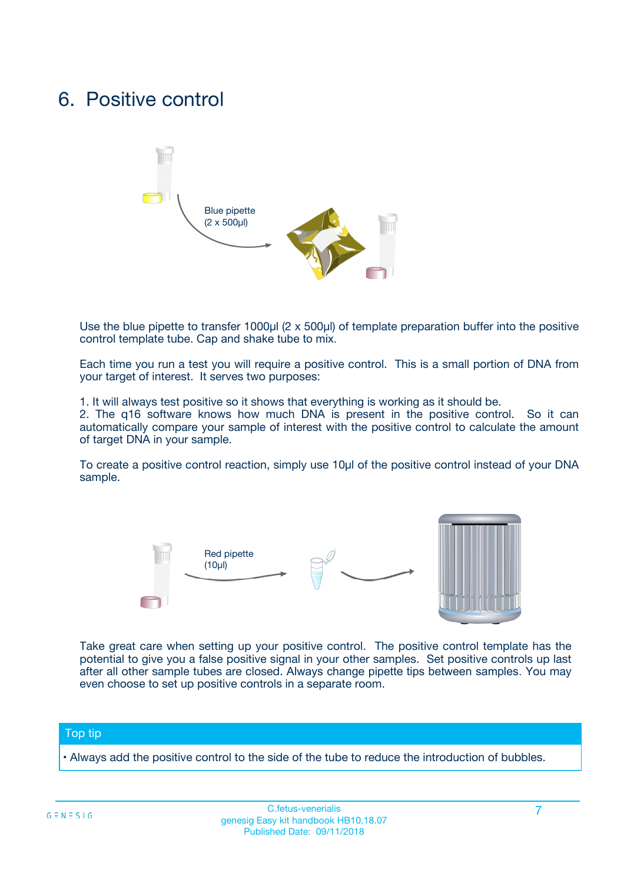# 6. Positive control

Blue pipette
(2 x 500µl)

Use the blue pipette to transfer 1000µl (2 x 500µl) of template preparation buffer into the positive control template tube. Cap and shake tube to mix.

Each time you run a test you will require a positive control. This is a small portion of DNA from your target of interest. It serves two purposes:

1. It will always test positive so it shows that everything is working as it should be.
2. The q16 software knows how much DNA is present in the positive control. So it can automatically compare your sample of interest with the positive control to calculate the amount of target DNA in your sample.

To create a positive control reaction, simply use 10µl of the positive control instead of your DNA sample.

Red pipette
(10µl)

Take great care when setting up your positive control. The positive control template has the potential to give you a false positive signal in your other samples. Set positive controls up last after all other sample tubes are closed. Always change pipette tips between samples. You may even choose to set up positive controls in a separate room.

## Top tip

- Always add the positive control to the side of the tube to reduce the introduction of bubbles.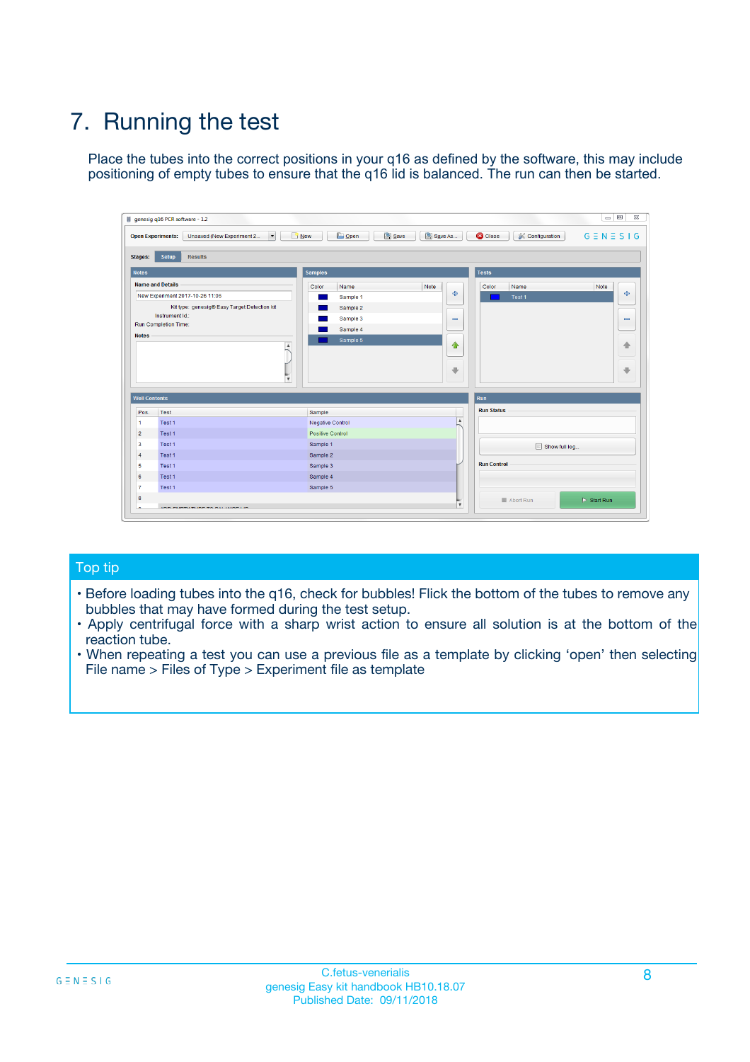# 7. Running the test

Place the tubes into the correct positions in your q16 as defined by the software, this may include positioning of empty tubes to ensure that the q16 lid is balanced. The run can then be started.

## Top tip

- Before loading tubes into the q16, check for bubbles! Flick the bottom of the tubes to remove any bubbles that may have formed during the test setup.
- Apply centrifugal force with a sharp wrist action to ensure all solution is at the bottom of the reaction tube.
- When repeating a test you can use a previous file as a template by clicking 'open' then selecting File name > Files of Type > Experiment file as template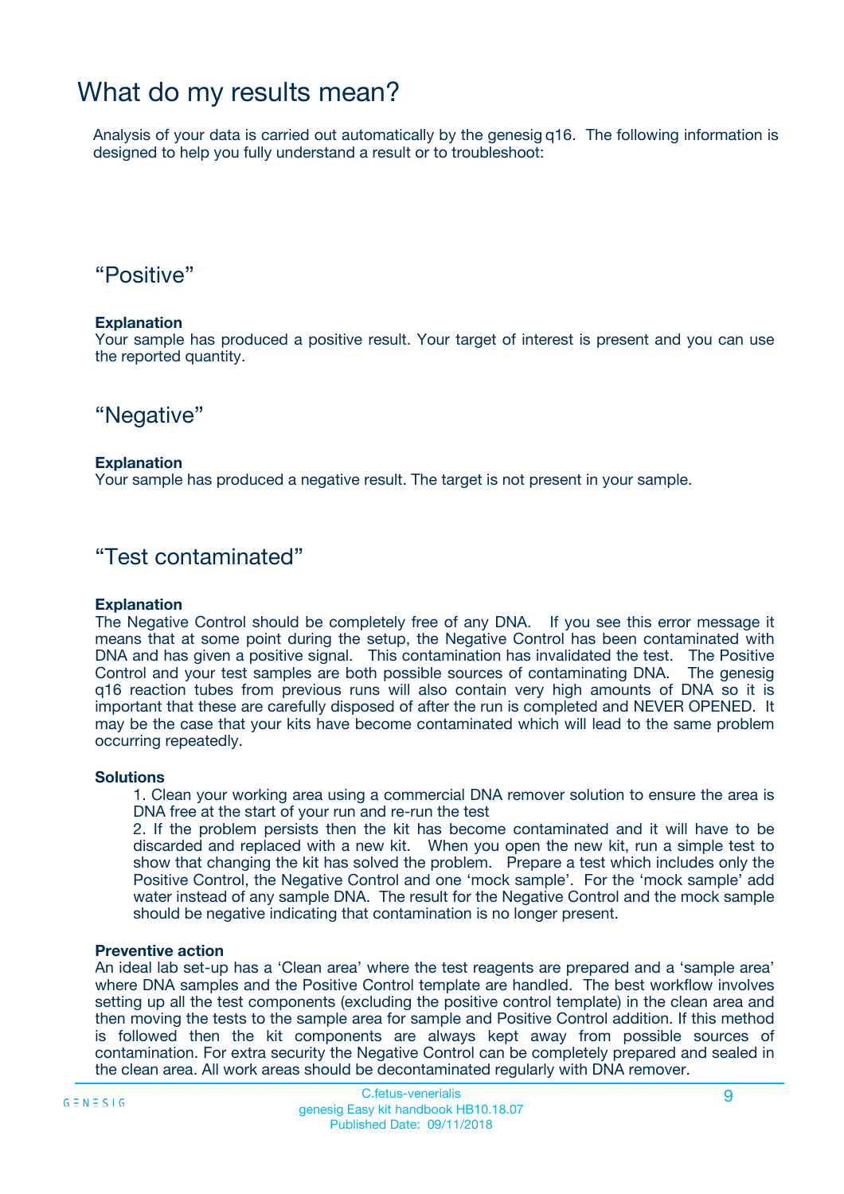# What do my results mean?

Analysis of your data is carried out automatically by the genesig q16. The following information is designed to help you fully understand a result or to troubleshoot:

## “Positive”

**Explanation**
Your sample has produced a positive result. Your target of interest is present and you can use the reported quantity.

## “Negative”

**Explanation**
Your sample has produced a negative result. The target is not present in your sample.

## “Test contaminated”

**Explanation**
The Negative Control should be completely free of any DNA. If you see this error message it means that at some point during the setup, the Negative Control has been contaminated with DNA and has given a positive signal. This contamination has invalidated the test. The Positive Control and your test samples are both possible sources of contaminating DNA. The genesig q16 reaction tubes from previous runs will also contain very high amounts of DNA so it is important that these are carefully disposed of after the run is completed and NEVER OPENED. It may be the case that your kits have become contaminated which will lead to the same problem occurring repeatedly.

**Solutions**

1. Clean your working area using a commercial DNA remover solution to ensure the area is DNA free at the start of your run and re-run the test
2. If the problem persists then the kit has become contaminated and it will have to be discarded and replaced with a new kit. When you open the new kit, run a simple test to show that changing the kit has solved the problem. Prepare a test which includes only the Positive Control, the Negative Control and one ‘mock sample’. For the ‘mock sample’ add water instead of any sample DNA. The result for the Negative Control and the mock sample should be negative indicating that contamination is no longer present.

**Preventive action**
An ideal lab set-up has a ‘Clean area’ where the test reagents are prepared and a ‘sample area’ where DNA samples and the Positive Control template are handled. The best workflow involves setting up all the test components (excluding the positive control template) in the clean area and then moving the tests to the sample area for sample and Positive Control addition. If this method is followed then the kit components are always kept away from possible sources of contamination. For extra security the Negative Control can be completely prepared and sealed in the clean area. All work areas should be decontaminated regularly with DNA remover.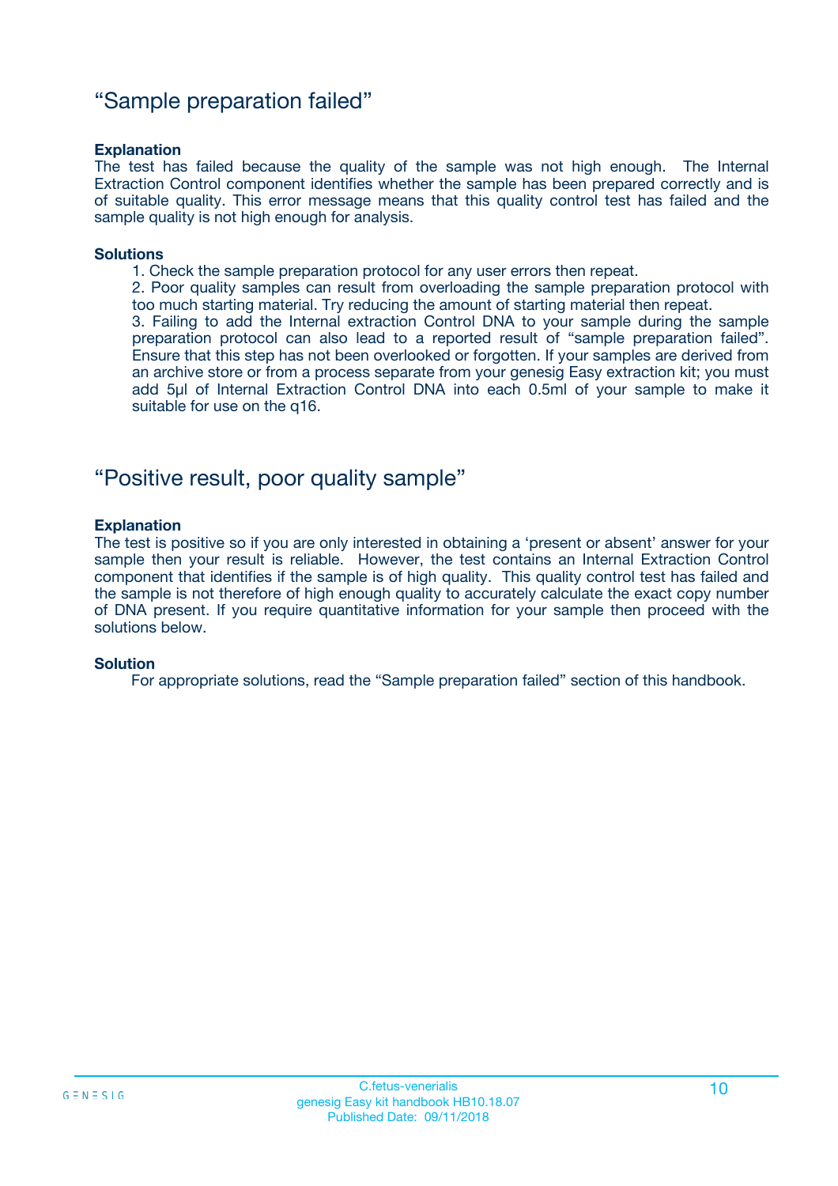## "Sample preparation failed"

**Explanation**

The test has failed because the quality of the sample was not high enough. The Internal Extraction Control component identifies whether the sample has been prepared correctly and is of suitable quality. This error message means that this quality control test has failed and the sample quality is not high enough for analysis.

**Solutions**

1. Check the sample preparation protocol for any user errors then repeat.
2. Poor quality samples can result from overloading the sample preparation protocol with too much starting material. Try reducing the amount of starting material then repeat.
3. Failing to add the Internal extraction Control DNA to your sample during the sample preparation protocol can also lead to a reported result of "sample preparation failed". Ensure that this step has not been overlooked or forgotten. If your samples are derived from an archive store or from a process separate from your genesig Easy extraction kit; you must add 5µl of Internal Extraction Control DNA into each 0.5ml of your sample to make it suitable for use on the q16.

## "Positive result, poor quality sample"

**Explanation**

The test is positive so if you are only interested in obtaining a 'present or absent' answer for your sample then your result is reliable. However, the test contains an Internal Extraction Control component that identifies if the sample is of high quality. This quality control test has failed and the sample is not therefore of high enough quality to accurately calculate the exact copy number of DNA present. If you require quantitative information for your sample then proceed with the solutions below.

**Solution**

For appropriate solutions, read the "Sample preparation failed" section of this handbook.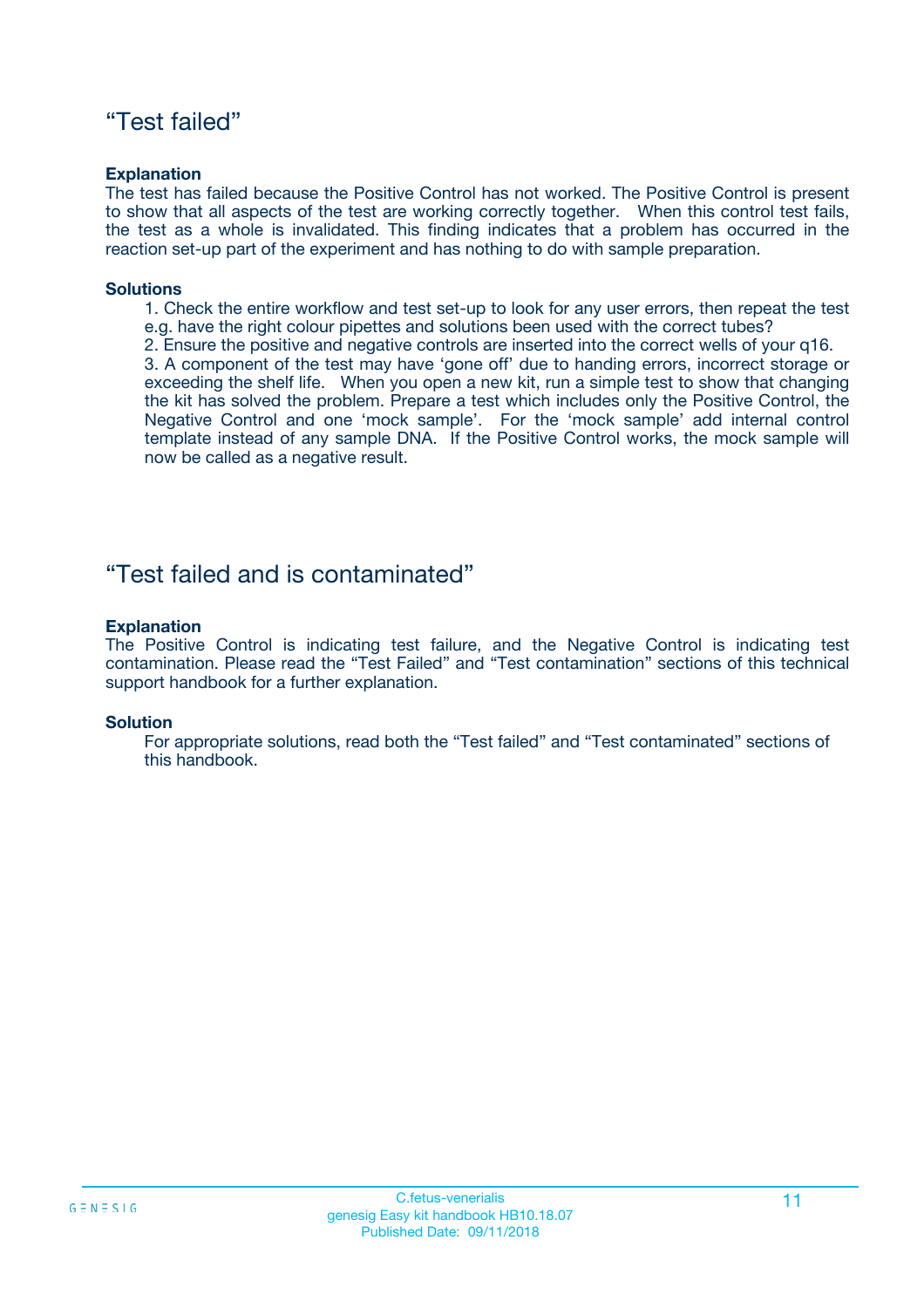## “Test failed”

**Explanation**
The test has failed because the Positive Control has not worked. The Positive Control is present to show that all aspects of the test are working correctly together. When this control test fails, the test as a whole is invalidated. This finding indicates that a problem has occurred in the reaction set-up part of the experiment and has nothing to do with sample preparation.

**Solutions**

1. Check the entire workflow and test set-up to look for any user errors, then repeat the test e.g. have the right colour pipettes and solutions been used with the correct tubes?
2. Ensure the positive and negative controls are inserted into the correct wells of your q16.
3. A component of the test may have ‘gone off’ due to handing errors, incorrect storage or exceeding the shelf life. When you open a new kit, run a simple test to show that changing the kit has solved the problem. Prepare a test which includes only the Positive Control, the Negative Control and one ‘mock sample’. For the ‘mock sample’ add internal control template instead of any sample DNA. If the Positive Control works, the mock sample will now be called as a negative result.

## “Test failed and is contaminated”

**Explanation**
The Positive Control is indicating test failure, and the Negative Control is indicating test contamination. Please read the “Test Failed” and “Test contamination” sections of this technical support handbook for a further explanation.

**Solution**
For appropriate solutions, read both the “Test failed” and “Test contaminated” sections of this handbook.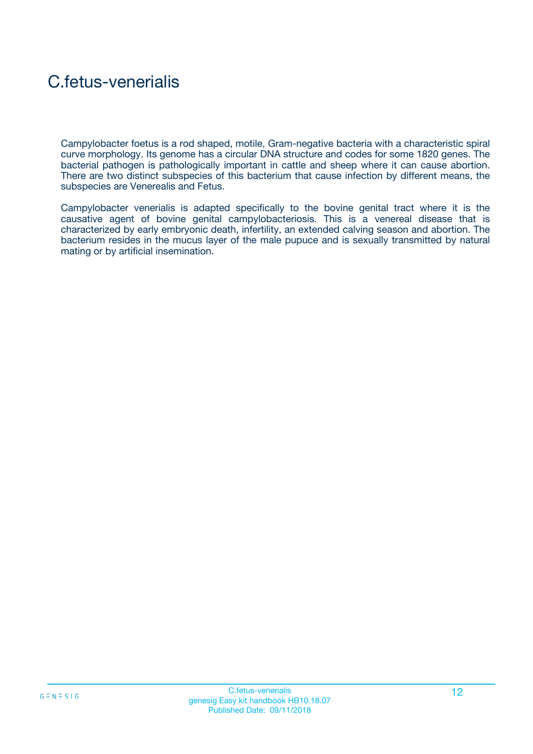# C.fetus-venerialis

Campylobacter foetus is a rod shaped, motile, Gram-negative bacteria with a characteristic spiral curve morphology. Its genome has a circular DNA structure and codes for some 1820 genes. The bacterial pathogen is pathologically important in cattle and sheep where it can cause abortion. There are two distinct subspecies of this bacterium that cause infection by different means, the subspecies are Venerealis and Fetus.

Campylobacter venerialis is adapted specifically to the bovine genital tract where it is the causative agent of bovine genital campylobacteriosis. This is a venereal disease that is characterized by early embryonic death, infertility, an extended calving season and abortion. The bacterium resides in the mucus layer of the male pupuce and is sexually transmitted by natural mating or by artificial insemination.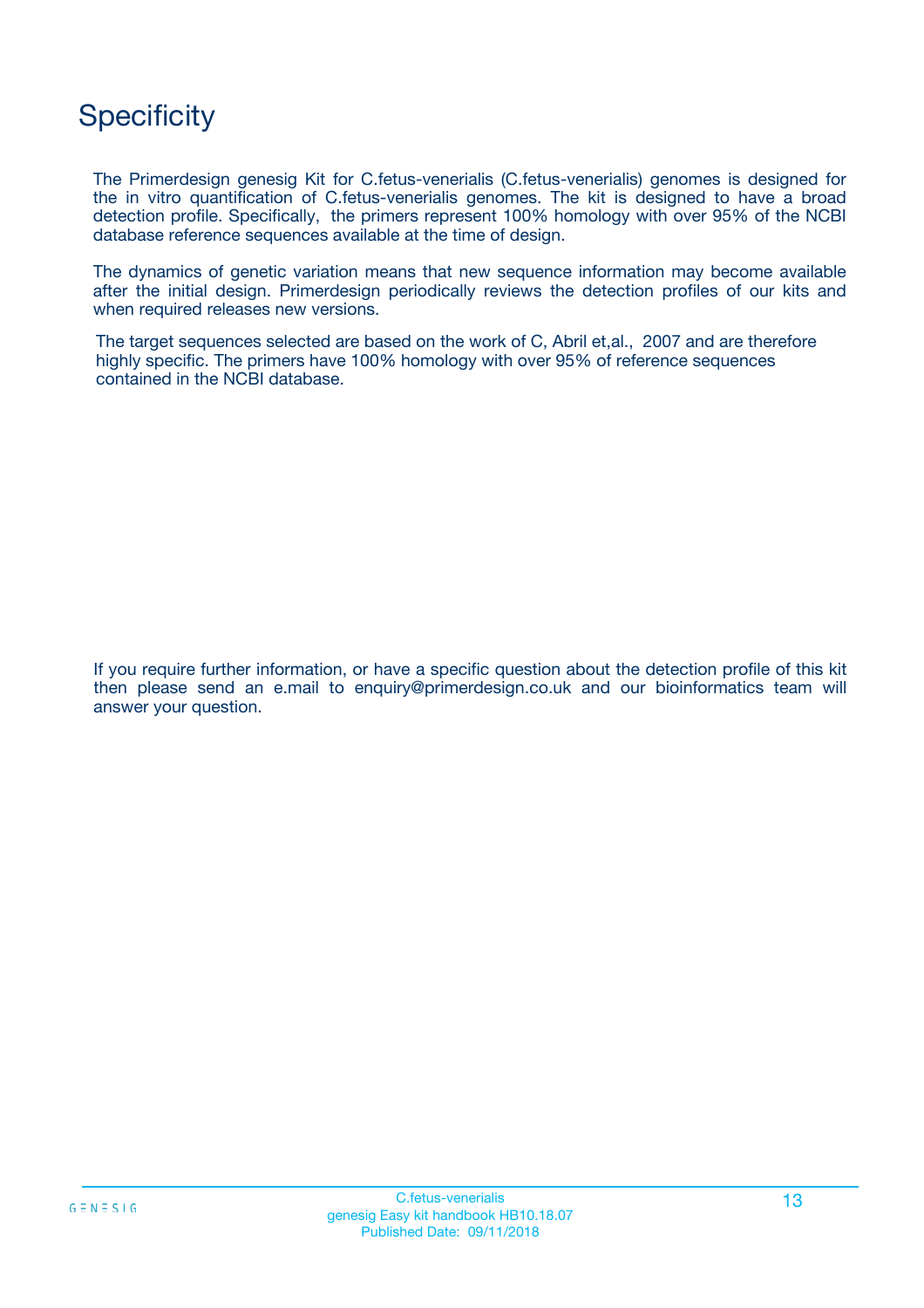# Specificity

The Primerdesign genesig Kit for C.fetus-venerialis (C.fetus-venerialis) genomes is designed for the in vitro quantification of C.fetus-venerialis genomes. The kit is designed to have a broad detection profile. Specifically, the primers represent 100% homology with over 95% of the NCBI database reference sequences available at the time of design.

The dynamics of genetic variation means that new sequence information may become available after the initial design. Primerdesign periodically reviews the detection profiles of our kits and when required releases new versions.

The target sequences selected are based on the work of C, Abril et,al., 2007 and are therefore highly specific. The primers have 100% homology with over 95% of reference sequences contained in the NCBI database.

If you require further information, or have a specific question about the detection profile of this kit then please send an e.mail to enquiry@primerdesign.co.uk and our bioinformatics team will answer your question.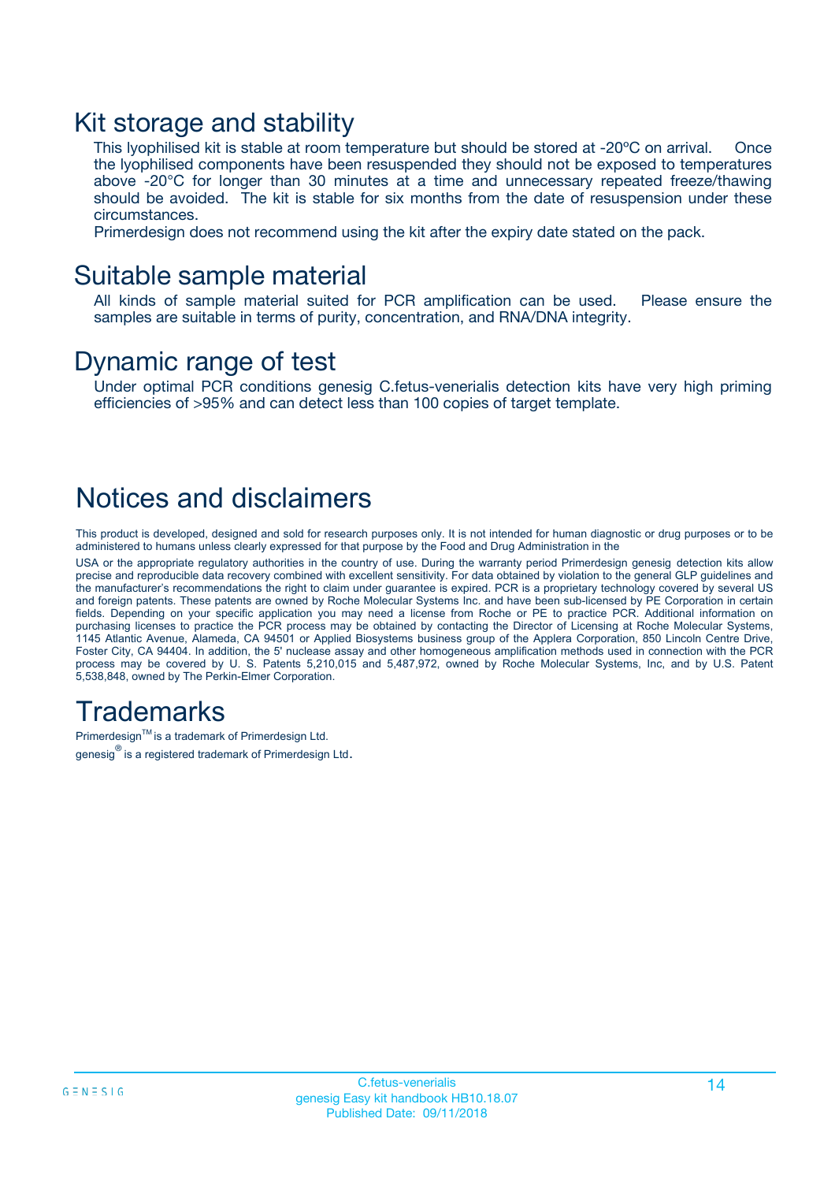## Kit storage and stability

This lyophilised kit is stable at room temperature but should be stored at -20ºC on arrival. Once the lyophilised components have been resuspended they should not be exposed to temperatures above -20°C for longer than 30 minutes at a time and unnecessary repeated freeze/thawing should be avoided. The kit is stable for six months from the date of resuspension under these circumstances.

Primerdesign does not recommend using the kit after the expiry date stated on the pack.

## Suitable sample material

All kinds of sample material suited for PCR amplification can be used. Please ensure the samples are suitable in terms of purity, concentration, and RNA/DNA integrity.

## Dynamic range of test

Under optimal PCR conditions genesig C.fetus-venerialis detection kits have very high priming efficiencies of >95% and can detect less than 100 copies of target template.

# Notices and disclaimers

This product is developed, designed and sold for research purposes only. It is not intended for human diagnostic or drug purposes or to be administered to humans unless clearly expressed for that purpose by the Food and Drug Administration in the

USA or the appropriate regulatory authorities in the country of use. During the warranty period Primerdesign genesig detection kits allow precise and reproducible data recovery combined with excellent sensitivity. For data obtained by violation to the general GLP guidelines and the manufacturer's recommendations the right to claim under guarantee is expired. PCR is a proprietary technology covered by several US and foreign patents. These patents are owned by Roche Molecular Systems Inc. and have been sub-licensed by PE Corporation in certain fields. Depending on your specific application you may need a license from Roche or PE to practice PCR. Additional information on purchasing licenses to practice the PCR process may be obtained by contacting the Director of Licensing at Roche Molecular Systems, 1145 Atlantic Avenue, Alameda, CA 94501 or Applied Biosystems business group of the Applera Corporation, 850 Lincoln Centre Drive, Foster City, CA 94404. In addition, the 5' nuclease assay and other homogeneous amplification methods used in connection with the PCR process may be covered by U. S. Patents 5,210,015 and 5,487,972, owned by Roche Molecular Systems, Inc, and by U.S. Patent 5,538,848, owned by The Perkin-Elmer Corporation.

# Trademarks

Primerdesign™ is a trademark of Primerdesign Ltd.

genesig® is a registered trademark of Primerdesign Ltd.